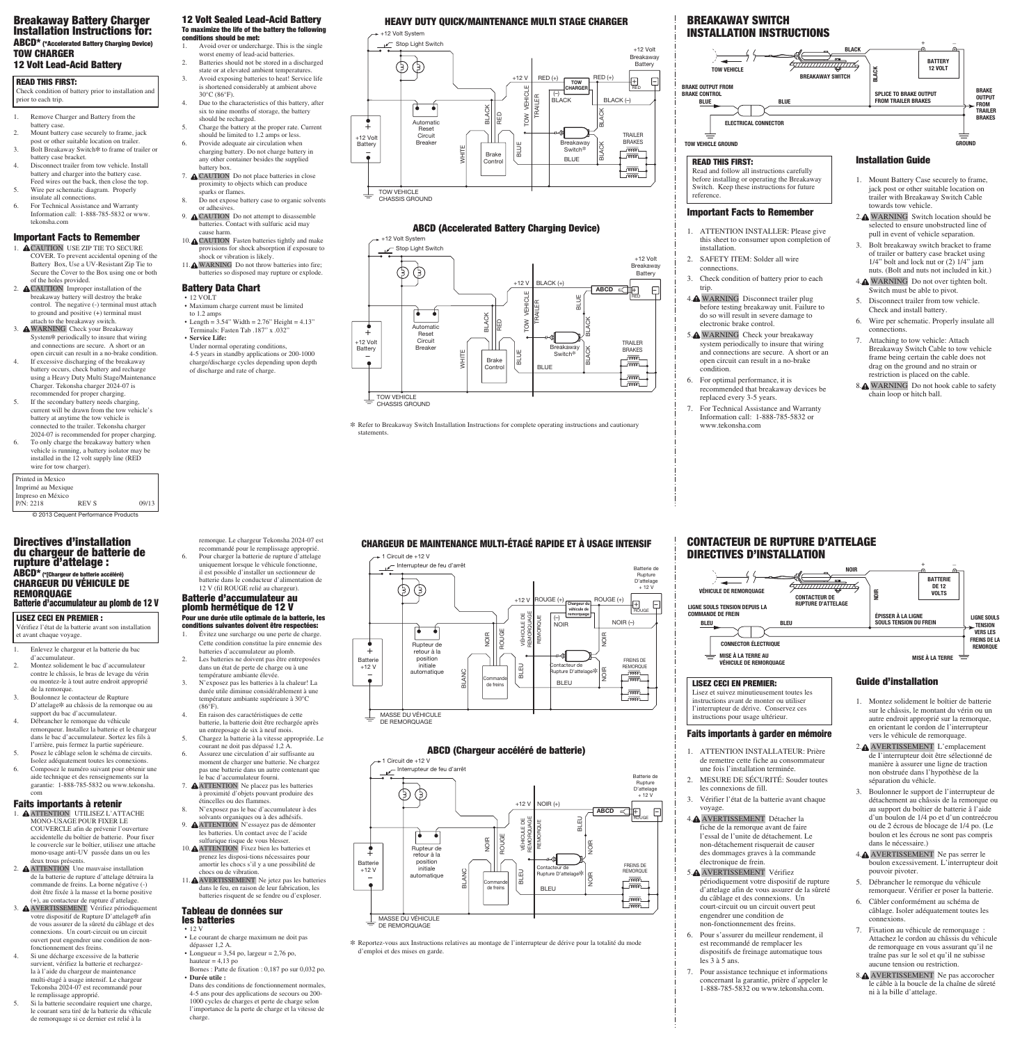# Breakaway Battery Charger Installation Instructions for:

**ABCD\* (\*Accelerated Battery Charging Device)**
**TOW CHARGER**
**12 Volt Lead-Acid Battery**

### READ THIS FIRST:

Check condition of battery prior to installation and prior to each trip.

1. Remove Charger and Battery from the battery case.
2. Mount battery case securely to frame, jack post or other suitable location on trailer.
3. Bolt Breakaway Switch✻ to frame of trailer or battery case bracket.
4. Disconnect trailer from tow vehicle. Install battery and charger into the battery case. Feed wires out the back, then close the top.
5. Wire per schematic diagram. Properly insulate all connections.
6. For Technical Assistance and Warranty Information call: 1-888-785-5832 or www.tekonsha.com

## Important Facts to Remember

1. ⚠ CAUTION USE ZIP TIE TO SECURE COVER. To prevent accidental opening of the Battery Box, Use a UV-Resistant Zip Tie to Secure the Cover to the Box using one or both of the holes provided.
2. ⚠ CAUTION Improper installation of the breakaway battery will destroy the brake control. The negative (-) terminal must attach to ground and positive (+) terminal must attach to the breakaway switch.
3. ⚠ WARNING Check your Breakaway System✻ periodically to insure that wiring and connections are secure. A short or an open circuit can result in a no-brake condition.
4. If excessive discharging of the breakaway battery occurs, check battery and recharge using a Heavy Duty Multi Stage/Maintenance Charger. Tekonsha charger 2024-07 is recommended for proper charging.
5. If the secondary battery needs charging, current will be drawn from the tow vehicle's battery at anytime the tow vehicle is connected to the trailer. Tekonsha charger 2024-07 is recommended for proper charging.
6. To only charge the breakaway battery when vehicle is running, a battery isolator may be installed in the 12 volt supply line (RED wire for tow charger).

Printed in Mexico
Imprimé au Mexique
Impreso en México
P/N: 2218 REV S 09/13

© 2013 Cequent Performance Products

## 12 Volt Sealed Lead-Acid Battery

**To maximize the life of the battery the following conditions should be met:**

1. Avoid over or undercharge. This is the single worst enemy of lead-acid batteries.
2. Batteries should not be stored in a discharged state or at elevated ambient temperatures.
3. Avoid exposing batteries to heat! Service life is shortened considerably at ambient above 30°C (86°F).
4. Due to the characteristics of this battery, after six to nine months of storage, the battery should be recharged.
5. Charge the battery at the proper rate. Current should be limited to 1.2 amps or less.
6. Provide adequate air circulation when charging battery. Do not charge battery in any other container besides the supplied battery box.
7. ⚠ CAUTION Do not place batteries in close proximity to objects which can produce sparks or flames.
8. Do not expose battery case to organic solvents or adhesives.
9. ⚠ CAUTION Do not attempt to disassemble batteries. Contact with sulfuric acid may cause harm.
10. ⚠ CAUTION Fasten batteries tightly and make provisions for shock absorption if exposure to shock or vibration is likely.
11. ⚠ WARNING Do not throw batteries into fire; batteries so disposed may rupture or explode.

## Battery Data Chart

- 12 VOLT
- Maximum charge current must be limited to 1.2 amps
- Length = 3.54" Width = 2.76" Height = 4.13"
  Terminals: Fasten Tab .187" x .032"
- **Service Life:**
  Under normal operating conditions, 4-5 years in standby applications or 200-1000 charge/discharge cycles depending upon depth of discharge and rate of charge.

## HEAVY DUTY QUICK/MAINTENANCE MULTI STAGE CHARGER

+12 Volt System; Stop Light Switch; +12 Volt Battery; Automatic Reset Circuit Breaker; WHITE; BLACK; RED; Brake Control; TOW VEHICLE; TRAILER; BLUE; +12 V; RED (+); TOW CHARGER; (–) BLACK; RED (+); BLACK (–); +12 Volt Breakaway Battery; RED; BLACK; Breakaway Switch✻; BLUE; TRAILER BRAKES; TOW VEHICLE CHASSIS GROUND

## ABCD (Accelerated Battery Charging Device)

+12 Volt System; Stop Light Switch; +12 Volt Battery; Automatic Reset Circuit Breaker; WHITE; BLACK; RED; Brake Control; TOW VEHICLE; TRAILER; BLUE; +12 V; BLACK (+); ABCD; BLUE; BLACK; +12 Volt Breakaway Battery; RED; Breakaway Switch✻; BLUE; TRAILER BRAKES; TOW VEHICLE CHASSIS GROUND

✻ Refer to Breakaway Switch Installation Instructions for complete operating instructions and cautionary statements.

# BREAKAWAY SWITCH INSTALLATION INSTRUCTIONS

TOW VEHICLE; BLACK; BREAKAWAY SWITCH; BLACK; BATTERY 12 VOLT; BRAKE OUTPUT FROM BRAKE CONTROL; BLUE; BLUE; SPLICE TO BRAKE OUTPUT FROM TRAILER BRAKES; BRAKE OUTPUT FROM TRAILER BRAKES; ELECTRICAL CONNECTOR; TOW VEHICLE GROUND; GROUND

### READ THIS FIRST:

Read and follow all instructions carefully before installing or operating the Breakaway Switch. Keep these instructions for future reference.

## Important Facts to Remember

1. ATTENTION INSTALLER: Please give this sheet to consumer upon completion of installation.
2. SAFETY ITEM: Solder all wire connections.
3. Check condition of battery prior to each trip.
4. ⚠ WARNING Disconnect trailer plug before testing breakaway unit. Failure to do so will result in severe damage to electronic brake control.
5. ⚠ WARNING Check your breakaway system periodically to insure that wiring and connections are secure. A short or an open circuit can result in a no-brake condition.
6. For optimal performance, it is recommended that breakaway devices be replaced every 3-5 years.
7. For Technical Assistance and Warranty Information call: 1-888-785-5832 or www.tekonsha.com

## Installation Guide

1. Mount Battery Case securely to frame, jack post or other suitable location on trailer with Breakaway Switch Cable towards tow vehicle.
2. ⚠ WARNING Switch location should be selected to ensure unobstructed line of pull in event of vehicle separation.
3. Bolt breakaway switch bracket to frame of trailer or battery case bracket using 1/4" bolt and lock nut or (2) 1/4" jam nuts. (Bolt and nuts not included in kit.)
4. ⚠ WARNING Do not over tighten bolt. Switch must be able to pivot.
5. Disconnect trailer from tow vehicle. Check and install battery.
6. Wire per schematic. Properly insulate all connections.
7. Attaching to tow vehicle: Attach Breakaway Switch Cable to tow vehicle frame being certain the cable does not drag on the ground and no strain or restriction is placed on the cable.
8. ⚠ WARNING Do not hook cable to safety chain loop or hitch ball.

# Directives d'installation du chargeur de batterie de rupture d'attelage :

**ABCD\* (\*Chargeur de batterie accéléré)**
**CHARGEUR DU VÉHICULE DE REMORQUAGE**
**Batterie d'accumulateur au plomb de 12 V**

### LISEZ CECI EN PREMIER :

Vérifiez l'état de la batterie avant son installation et avant chaque voyage.

1. Enlevez le chargeur et la batterie du bac d'accumulateur.
2. Montez solidement le bac d'accumulateur contre le châssis, le bras de levage du vérin ou montez-le à tout autre endroit approprié de la remorque.
3. Boulonnez le contacteur de Rupture D'attelage✻ au châssis de la remorque ou au support du bac d'accumulateur.
4. Débrancher le remorque du véhicule remorqueur. Installez la batterie et le chargeur dans le bac d'accumulateur. Sortez les fils à l'arrière, puis fermez la partie supérieure.
5. Posez le câblage selon le schéma de circuits. Isolez adéquatement toutes les connexions.
6. Composez le numéro suivant pour obtenir une aide technique et des renseignements sur la garantie: 1-888-785-5832 ou www.tekonsha.com

## Faits importants à retenir

1. ⚠ ATTENTION UTILISEZ L'ATTACHE MONO-USAGE POUR FIXER LE COUVERCLE afin de prévenir l'ouverture accidentelle du boîtier de batterie. Pour fixer le couvercle sur le boîtier, utilisez une attache mono-usage anti-UV passée dans un ou les deux trous présents.
2. ⚠ ATTENTION Une mauvaise installation de la batterie de rupture d'attelage détruira la commande de freins. La borne négative (-) doit être fixée à la masse et la borne positive (+), au contacteur de rupture d'attelage.
3. ⚠ AVERTISSEMENT Vérifiez périodiquement votre dispositif de Rupture D'attelage✻ afin de vous assurer de la sûreté du câblage et des connexions. Un court-circuit ou un circuit ouvert peut engendrer une condition de non-fonctionnement des freins.
4. Si une décharge excessive de la batterie survient, vérifiez la batterie et rechargez-la à l'aide du chargeur de maintenance multi-étagé à usage intensif. Le chargeur Tekonsha 2024-07 est recommandé pour le remplissage approprié.
5. Si la batterie secondaire requiert une charge, le courant sera tiré de la batterie du véhicule de remorquage si ce dernier est relié à la remorque. Le chargeur Tekonsha 2024-07 est recommandé pour le remplissage approprié.
6. Pour charger la batterie de rupture d'attelage uniquement lorsque le véhicule fonctionne, il est possible d'installer un sectionneur de batterie dans le conducteur d'alimentation de 12 V (fil ROUGE relié au chargeur).

## Batterie d'accumulateur au plomb hermétique de 12 V

**Pour une durée utile optimale de la batterie, les conditions suivantes doivent être respectées:**

1. Évitez une surcharge ou une perte de charge. Cette condition constitue la pire ennemie des batteries d'accumulateur au plomb.
2. Les batteries ne doivent pas être entreposées dans un état de perte de charge ou à une température ambiante élevée.
3. N'exposez pas les batteries à la chaleur! La durée utile diminue considérablement à une température ambiante supérieure à 30°C (86°F).
4. En raison des caractéristiques de cette batterie, la batterie doit être rechargée après un entreposage de six à neuf mois.
5. Chargez la batterie à la vitesse appropriée. Le courant ne doit pas dépassé 1,2 A.
6. Assurez une circulation d'air suffisante au moment de charger une batterie. Ne chargez pas une batterie dans un autre contenant que le bac d'accumulateur fourni.
7. ⚠ ATTENTION Ne placez pas les batteries à proximité d'objets pouvant produire des étincelles ou des flammes.
8. N'exposez pas le bac d'accumulateur à des solvants organiques ou à des adhésifs.
9. ⚠ ATTENTION N'essayez pas de démonter les batteries. Un contact avec de l'acide sulfurique risque de vous blesser.
10. ⚠ ATTENTION Fixez bien les batteries et prenez les disposi-tions nécessaires pour amortir les chocs s'il y a une possibilité de chocs ou de vibration.
11. ⚠ AVERTISSEMENT Ne jetez pas les batteries dans le feu, en raison de leur fabrication, les batteries risquent de se fendre ou d'exploser.

## Tableau de données sur les batteries

- 12 V
- Le courant de charge maximum ne doit pas dépasser 1,2 A.
- Longueur = 3,54 po, largeur = 2,76 po, hauteur = 4,13 po
  Bornes : Patte de fixation : 0,187 po sur 0,032 po.
- **Durée utile :**
  Dans des conditions de fonctionnement normales, 4-5 ans pour des applications de secours ou 200-1000 cycles de charges et perte de charge selon l'importance de la perte de charge et la vitesse de charge.

## CHARGEUR DE MAINTENANCE MULTI-ÉTAGÉ RAPIDE ET À USAGE INTENSIF

1 Circuit de +12 V; Interrupteur de feu d'arrêt; Batterie +12 V; Rupteur de retour à la position initiale automatique; BLANC; NOIR; ROUGE; Commande de freins; VÉHICULE DE REMORQUAGE; REMORQUE; BLEU; +12 V; ROUGE (+); Chargeur du véhicule de remorquage; (–) NOIR; ROUGE (+); NOIR (–); Batterie de Rupture D'attelage + 12 V; ROUGE; NOIR; Contacteur de Rupture D'attelage✻; BLEU; FREINS DE REMORQUE; MASSE DU VÉHICULE DE REMORQUAGE

## ABCD (Chargeur accéléré de batterie)

1 Circuit de +12 V; Interrupteur de feu d'arrêt; Batterie +12 V; Rupteur de retour à la position initiale automatique; BLANC; NOIR; ROUGE; Commande de freins; VÉHICULE DE REMORQUAGE; REMORQUE; BLEU; +12 V; NOIR (+); ABCD; BLEU; NOIR; Batterie de Rupture D'attelage + 12 V; ROUGE; Contacteur de Rupture D'attelage✻; BLEU; FREINS DE REMORQUE; MASSE DU VÉHICULE DE REMORQUAGE

✻ Reportez-vous aux Instructions relatives au montage de l'interrupteur de dérive pour la totalité du mode d'emploi et des mises en garde.

# CONTACTEUR DE RUPTURE D'ATTELAGE DIRECTIVES D'INSTALLATION

VÉHICULE DE REMORQUAGE; NOIR; CONTACTEUR DE RUPTURE D'ATTELAGE; NOIR; BATTERIE DE 12 VOLTS; LIGNE SOUS TENSION DEPUIS LA COMMANDE DE FREIN; BLEU; BLEU; ÉPISSER À LA LIGNE SOULS TENSION DU FREIN; LIGNE SOULS TENSION VERS LES FREINS DE LA REMORQUE; CONNECTOR ÉLECTRIQUE; MISE À LA TERRE AU VÉHICULE DE REMORQUAGE; MISE À LA TERRE

### LISEZ CECI EN PREMIER:

Lisez et suivez minutieusement toutes les instructions avant de monter ou utiliser l'interrupteur de dérive. Conservez ces instructions pour usage ultérieur.

## Faits importants à garder en mémoire

1. ATTENTION INSTALLATEUR: Prière de remettre cette fiche au consommateur une fois l'installation terminée.
2. MESURE DE SÉCURITÉ: Souder toutes les connexions de fill.
3. Vérifier l'état de la batterie avant chaque voyage.
4. ⚠ AVERTISSEMENT Détacher la fiche de la remorque avant de faire l'essai de l'unite de détachement. Le non-détachement risquerait de causer des dommages graves à la commande électronique de frein.
5. ⚠ AVERTISSEMENT Vérifiez périodiquement votre dispositif de rupture d'attelage afin de vous assurer de la sûreté du câblage et des connexions. Un court-circuit ou un circuit ouvert peut engendrer une condition de non-fonctionnement des freins.
6. Pour s'assurer du meilleur rendement, il est recommandé de remplacer les dispositifs de freinage automatique tous les 3 à 5 ans.
7. Pour assistance technique et informations concernant la garantie, prière d'appeler le 1-888-785-5832 ou www.tekonsha.com.

## Guide d'installation

1. Montez solidement le boîtier de batterie sur le châssis, le montant du vérin ou un autre endroit approprié sur la remorque, en orientant le cordon de l'interrupteur vers le véhicule de remorquage.
2. ⚠ AVERTISSEMENT L'emplacement de l'interrupteur doit être sélectionné de manière à assurer une ligne de traction non obstruée dans l'hypothèse de la séparation du véhicule.
3. Boulonner le support de l'interrupteur de détachement au châssis de la remorque ou au support du boîtier de batterie à l'aide d'un boulon de 1/4 po et d'un contreécrou ou de 2 écrous de blocage de 1/4 po. (Le boulon et les écrous ne sont pas compris dans le nécessaire.)
4. ⚠ AVERTISSEMENT Ne pas serrer le boulon excessivement. L'interrupteur doit pouvoir pivoter.
5. Débrancher le remorque du véhicule remorqueur. Vérifier et poser la batterie.
6. Câbler conformément au schéma de câblage. Isoler adéquatement toutes les connexions.
7. Fixation au véhicule de remorquage : Attachez le cordon au châssis du véhicule de remorquage en vous assurant qu'il ne traîne pas sur le sol et qu'il ne subisse aucune tension ou restriction.
8. ⚠ AVERTISSEMENT Ne pas accorocher le câble à la boucle de la chaîne de sûreté ni à la bille d'attelage.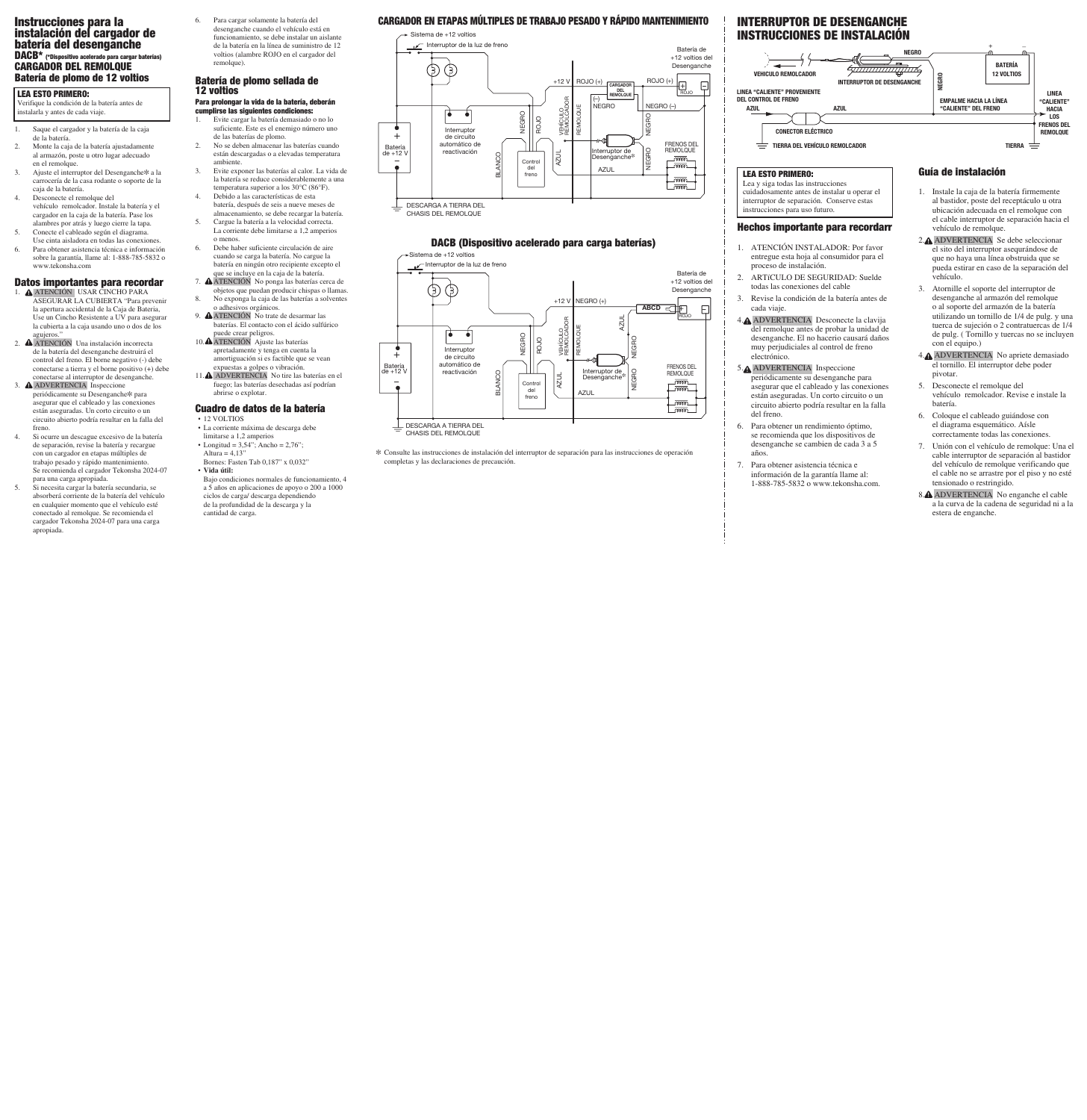# Instrucciones para la instalación del cargador de batería del desenganche DACB* (*Dispositivo acelerado para cargar baterías) CARGADOR DEL REMOLQUE Batería de plomo de 12 voltios

### LEA ESTO PRIMERO:

Verifique la condición de la batería antes de instalarla y antes de cada viaje.

1. Saque el cargador y la batería de la caja de la batería.
2. Monte la caja de la batería ajustadamente al armazón, poste u otro lugar adecuado en el remolque.
3. Ajuste el interruptor del Desenganche✻ a la carrocería de la casa rodante o soporte de la caja de la batería.
4. Desconecte el remolque del vehículo remolcador. Instale la batería y el cargador en la caja de la batería. Pase los alambres por atrás y luego cierre la tapa.
5. Conecte el cableado según el diagrama. Use cinta aisladora en todas las conexiones.
6. Para obtener asistencia técnica e información sobre la garantía, llame al: 1-888-785-5832 o www.tekonsha.com

## Datos importantes para recordar

1. ⚠ ATENCIÓN USAR CINCHO PARA ASEGURAR LA CUBIERTA "Para prevenir la apertura accidental de la Caja de Bateria, Use un Cincho Resistente a UV para asegurar la cubierta a la caja usando uno o dos de los agujeros."
2. ⚠ ATENCIÓN Una instalación incorrecta de la batería del desenganche destruirá el control del freno. El borne negativo (-) debe conectarse a tierra y el borne positivo (+) debe conectarse al interruptor de desenganche.
3. ⚠ ADVERTENCIA Inspeccione periódicamente su Desenganche✻ para asegurar que el cableado y las conexiones están aseguradas. Un corto circuito o un circuito abierto podría resultar en la falla del freno.
4. Si ocurre un descague excesivo de la batería de separación, revise la batería y recargue con un cargador en etapas múltiples de trabajo pesado y rápido mantenimiento. Se recomienda el cargador Tekonsha 2024-07 para una carga apropiada.
5. Si necesita cargar la batería secundaria, se absorberá corriente de la batería del vehículo en cualquier momento que el vehículo esté conectado al remolque. Se recomienda el cargador Tekonsha 2024-07 para una carga apropiada.
6. Para cargar solamente la batería del desenganche cuando el vehículo está en funcionamiento, se debe instalar un aislante de la batería en la línea de suministro de 12 voltios (alambre ROJO en el cargador del remolque).

## Batería de plomo sellada de 12 voltios

**Para prolongar la vida de la batería, deberán cumplirse las siguientes condiciones:**

1. Evite cargar la batería demasiado o no lo suficiente. Este es el enemigo número uno de las baterías de plomo.
2. No se deben almacenar las baterías cuando están descargadas o a elevadas temperatura ambiente.
3. Evite exponer las baterías al calor. La vida de la batería se reduce considerablemente a una temperatura superior a los 30°C (86°F).
4. Debido a las características de esta batería, después de seis a nueve meses de almacenamiento, se debe recargar la batería.
5. Cargue la batería a la velocidad correcta. La corriente debe limitarse a 1,2 amperios o menos.
6. Debe haber suficiente circulación de aire cuando se carga la batería. No cargue la batería en ningún otro recipiente excepto el que se incluye en la caja de la batería.
7. ⚠ ATENCIÓN No ponga las baterías cerca de objetos que puedan producir chispas o llamas.
8. No exponga la caja de las baterías a solventes o adhesivos orgánicos.
9. ⚠ ATENCIÓN No trate de desarmar las baterías. El contacto con el ácido sulfúrico puede crear peligros.
10. ⚠ ATENCIÓN Ajuste las baterías apretadamente y tenga en cuenta la amortiguación si es factible que se vean expuestas a golpes o vibración.
11. ⚠ ADVERTENCIA No tire las baterías en el fuego; las baterías desechadas así podrían abrirse o explotar.

## Cuadro de datos de la batería

- 12 VOLTIOS
- La corriente máxima de descarga debe limitarse a 1,2 amperios
- Longitud = 3,54"; Ancho = 2,76"; Altura = 4,13"
  Bornes: Fasten Tab 0,187" x 0,032"
- **Vida útil:**
  Bajo condiciones normales de funcionamiento, 4 a 5 años en aplicaciones de apoyo o 200 a 1000 ciclos de carga/ descarga dependiendo de la profundidad de la descarga y la cantidad de carga.

## CARGADOR EN ETAPAS MÚLTIPLES DE TRABAJO PESADO Y RÁPIDO MANTENIMIENTO

Sistema de +12 voltios
Interruptor de la luz de freno
Batería de +12 voltios del Desenganche
+12 V
ROJO (+)
CARGADOR DEL REMOLQUE
ROJO (+)
ROJO
(–) NEGRO
NEGRO (–)
Batería de +12 V
Interruptor de circuito automático de reactivación
NEGRO
ROJO
VEHÍCULO REMOLCADOR
REMOLQUE
NEGRO
Interruptor de Desenganche✻
FRENOS DEL REMOLQUE
BLANCO
Control del freno
AZUL
AZUL
NEGRO
DESCARGA A TIERRA DEL CHASIS DEL REMOLQUE

## DACB (Dispositivo acelerado para carga baterías)

Sistema de +12 voltios
Interruptor de la luz de freno
Batería de +12 voltios del Desenganche
+12 V
NEGRO (+)
ABCD
ROJO
Batería de +12 V
Interruptor de circuito automático de reactivación
NEGRO
ROJO
VEHÍCULO REMOLCADOR
REMOLQUE
AZUL
NEGRO
Interruptor de Desenganche✻
FRENOS DEL REMOLQUE
BLANCO
Control del freno
AZUL
AZUL
NEGRO
DESCARGA A TIERRA DEL CHASIS DEL REMOLQUE

✻ Consulte las instrucciones de instalación del interruptor de separación para las instrucciones de operación completas y las declaraciones de precaución.

# INTERRUPTOR DE DESENGANCHE INSTRUCCIONES DE INSTALACIÓN

NEGRO
VEHICULO REMOLCADOR
INTERRUPTOR DE DESENGANCHE
NEGRO
BATERÍA 12 VOLTIOS
LINEA "CALIENTE" PROVENIENTE DEL CONTROL DE FRENO
AZUL
AZUL
EMPALME HACIA LA LÍNEA "CALIENTE" DEL FRENO
LINEA "CALIENTE" HACIA LOS FRENOS DEL REMOLQUE
CONECTOR ELÉCTRICO
TIERRA DEL VEHÍCULO REMOLCADOR
TIERRA

### LEA ESTO PRIMERO:

Lea y siga todas las instrucciones cuidadosamente antes de instalar u operar el interruptor de separación. Conserve estas instrucciones para uso futuro.

## Hechos importante para recordarr

1. ATENCIÓN INSTALADOR: Por favor entregue esta hoja al consumidor para el proceso de instalación.
2. ARTíCULO DE SEGURIDAD: Suelde todas las conexiones del cable
3. Revise la condición de la batería antes de cada viaje.
4. ⚠ ADVERTENCIA Desconecte la clavija del remolque antes de probar la unidad de desenganche. El no hacerio causará daños muy perjudiciales al control de freno electrónico.
5. ⚠ ADVERTENCIA Inspeccione periódicamente su desenganche para asegurar que el cableado y las conexiones están aseguradas. Un corto circuito o un circuito abierto podría resultar en la falla del freno.
6. Para obtener un rendimiento óptimo, se recomienda que los dispositivos de desenganche se cambien de cada 3 a 5 años.
7. Para obtener asistencia técnica e información de la garantía llame al: 1-888-785-5832 o www.tekonsha.com.

## Guía de instalación

1. Instale la caja de la batería firmemente al bastidor, poste del receptáculo u otra ubicación adecuada en el remolque con el cable interruptor de separación hacia el vehículo de remolque.
2. ⚠ ADVERTENCIA Se debe seleccionar el sito del interruptor asegurándose de que no haya una línea obstruida que se pueda estirar en caso de la separación del vehículo.
3. Atornille el soporte del interruptor de desenganche al armazón del remolque o al soporte del armazón de la batería utilizando un tornillo de 1/4 de pulg. y una tuerca de sujeción o 2 contratuercas de 1/4 de pulg. ( Tornillo y tuercas no se incluyen con el equipo.)
4. ⚠ ADVERTENCIA No apriete demasiado el tornillo. El interruptor debe poder pivotar.
5. Desconecte el remolque del vehículo remolcador. Revise e instale la batería.
6. Coloque el cableado guiándose con el diagrama esquemático. Aísle correctamente todas las conexiones.
7. Unión con el vehículo de remolque: Una el cable interruptor de separación al bastidor del vehículo de remolque verificando que el cable no se arrastre por el piso y no esté tensionado o restringido.
8. ⚠ ADVERTENCIA No enganche el cable a la curva de la cadena de seguridad ni a la estera de enganche.